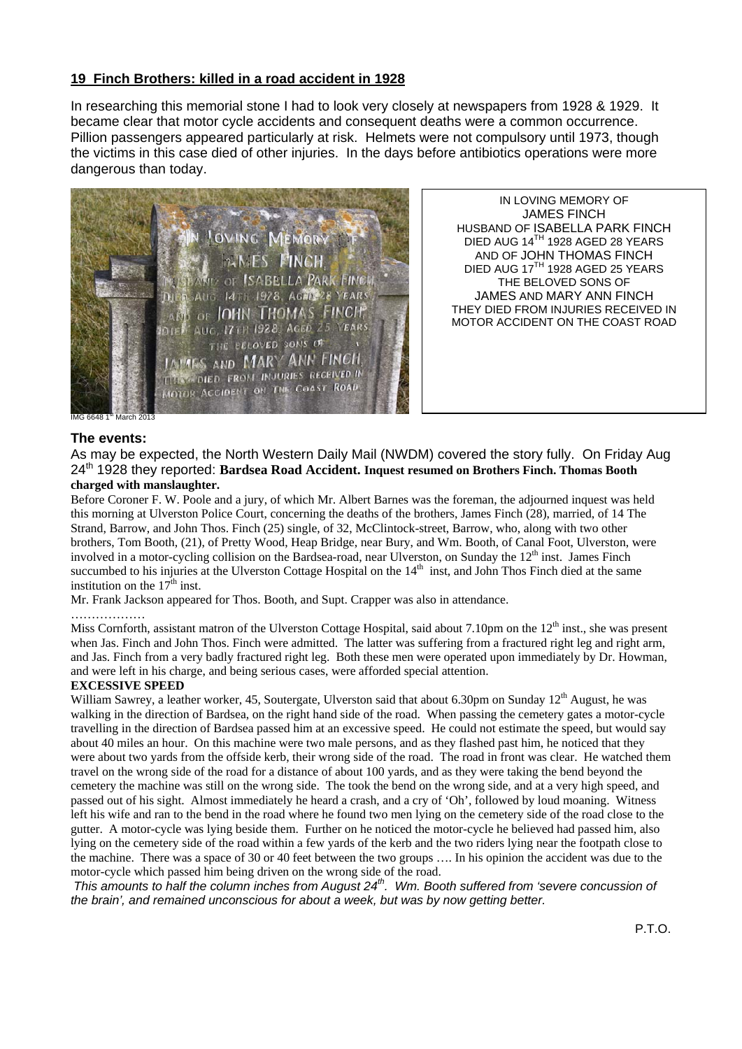## 19 Finch Brothers: killed in a road accident in 1928

In researching this memorial stone I had to look very closely at newspapers from 1928 & 1929. It became clear that motor cycle accidents and consequent deaths were a common occurrence. Pillion passengers appeared particularly at risk. Helmets were not compulsory until 1973, though the victims in this case died of other injuries. In the days before antibiotics operations were more dangerous than today.

IMG 6648 1st March 2013

IN LOVING MEMORY OF
JAMES FINCH
HUSBAND OF ISABELLA PARK FINCH
DIED AUG 14TH 1928 AGED 28 YEARS
AND OF JOHN THOMAS FINCH
DIED AUG 17TH 1928 AGED 25 YEARS
THE BELOVED SONS OF
JAMES AND MARY ANN FINCH
THEY DIED FROM INJURIES RECEIVED IN
MOTOR ACCIDENT ON THE COAST ROAD

### The events:

As may be expected, the North Western Daily Mail (NWDM) covered the story fully. On Friday Aug 24th 1928 they reported: **Bardsea Road Accident. Inquest resumed on Brothers Finch. Thomas Booth charged with manslaughter.**

Before Coroner F. W. Poole and a jury, of which Mr. Albert Barnes was the foreman, the adjourned inquest was held this morning at Ulverston Police Court, concerning the deaths of the brothers, James Finch (28), married, of 14 The Strand, Barrow, and John Thos. Finch (25) single, of 32, McClintock-street, Barrow, who, along with two other brothers, Tom Booth, (21), of Pretty Wood, Heap Bridge, near Bury, and Wm. Booth, of Canal Foot, Ulverston, were involved in a motor-cycling collision on the Bardsea-road, near Ulverston, on Sunday the 12th inst. James Finch succumbed to his injuries at the Ulverston Cottage Hospital on the 14th inst, and John Thos Finch died at the same institution on the 17th inst.

Mr. Frank Jackson appeared for Thos. Booth, and Supt. Crapper was also in attendance.

………………

Miss Cornforth, assistant matron of the Ulverston Cottage Hospital, said about 7.10pm on the 12th inst., she was present when Jas. Finch and John Thos. Finch were admitted. The latter was suffering from a fractured right leg and right arm, and Jas. Finch from a very badly fractured right leg. Both these men were operated upon immediately by Dr. Howman, and were left in his charge, and being serious cases, were afforded special attention.

**EXCESSIVE SPEED**

William Sawrey, a leather worker, 45, Soutergate, Ulverston said that about 6.30pm on Sunday 12th August, he was walking in the direction of Bardsea, on the right hand side of the road. When passing the cemetery gates a motor-cycle travelling in the direction of Bardsea passed him at an excessive speed. He could not estimate the speed, but would say about 40 miles an hour. On this machine were two male persons, and as they flashed past him, he noticed that they were about two yards from the offside kerb, their wrong side of the road. The road in front was clear. He watched them travel on the wrong side of the road for a distance of about 100 yards, and as they were taking the bend beyond the cemetery the machine was still on the wrong side. The took the bend on the wrong side, and at a very high speed, and passed out of his sight. Almost immediately he heard a crash, and a cry of 'Oh', followed by loud moaning. Witness left his wife and ran to the bend in the road where he found two men lying on the cemetery side of the road close to the gutter. A motor-cycle was lying beside them. Further on he noticed the motor-cycle he believed had passed him, also lying on the cemetery side of the road within a few yards of the kerb and the two riders lying near the footpath close to the machine. There was a space of 30 or 40 feet between the two groups …. In his opinion the accident was due to the motor-cycle which passed him being driven on the wrong side of the road.

*This amounts to half the column inches from August 24th. Wm. Booth suffered from 'severe concussion of the brain', and remained unconscious for about a week, but was by now getting better.*

P.T.O.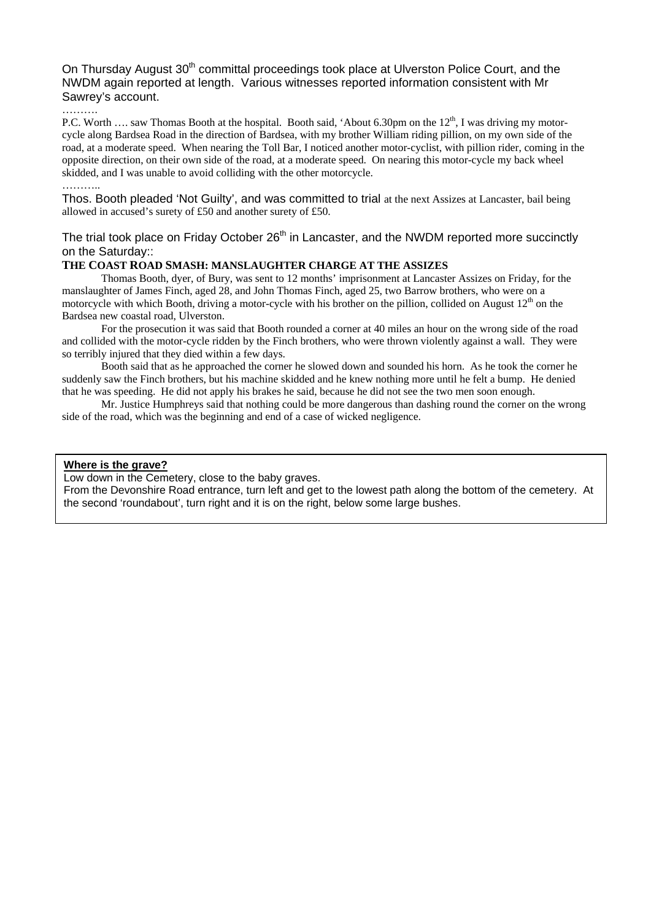On Thursday August 30th committal proceedings took place at Ulverston Police Court, and the NWDM again reported at length. Various witnesses reported information consistent with Mr Sawrey's account.

……….

P.C. Worth …. saw Thomas Booth at the hospital. Booth said, 'About 6.30pm on the 12th, I was driving my motor-cycle along Bardsea Road in the direction of Bardsea, with my brother William riding pillion, on my own side of the road, at a moderate speed. When nearing the Toll Bar, I noticed another motor-cyclist, with pillion rider, coming in the opposite direction, on their own side of the road, at a moderate speed. On nearing this motor-cycle my back wheel skidded, and I was unable to avoid colliding with the other motorcycle.

………..

Thos. Booth pleaded 'Not Guilty', and was committed to trial at the next Assizes at Lancaster, bail being allowed in accused's surety of £50 and another surety of £50.

The trial took place on Friday October 26th in Lancaster, and the NWDM reported more succinctly on the Saturday::

**THE COAST ROAD SMASH: MANSLAUGHTER CHARGE AT THE ASSIZES**

Thomas Booth, dyer, of Bury, was sent to 12 months' imprisonment at Lancaster Assizes on Friday, for the manslaughter of James Finch, aged 28, and John Thomas Finch, aged 25, two Barrow brothers, who were on a motorcycle with which Booth, driving a motor-cycle with his brother on the pillion, collided on August 12th on the Bardsea new coastal road, Ulverston.

For the prosecution it was said that Booth rounded a corner at 40 miles an hour on the wrong side of the road and collided with the motor-cycle ridden by the Finch brothers, who were thrown violently against a wall. They were so terribly injured that they died within a few days.

Booth said that as he approached the corner he slowed down and sounded his horn. As he took the corner he suddenly saw the Finch brothers, but his machine skidded and he knew nothing more until he felt a bump. He denied that he was speeding. He did not apply his brakes he said, because he did not see the two men soon enough.

Mr. Justice Humphreys said that nothing could be more dangerous than dashing round the corner on the wrong side of the road, which was the beginning and end of a case of wicked negligence.

**Where is the grave?**

Low down in the Cemetery, close to the baby graves.

From the Devonshire Road entrance, turn left and get to the lowest path along the bottom of the cemetery. At the second 'roundabout', turn right and it is on the right, below some large bushes.